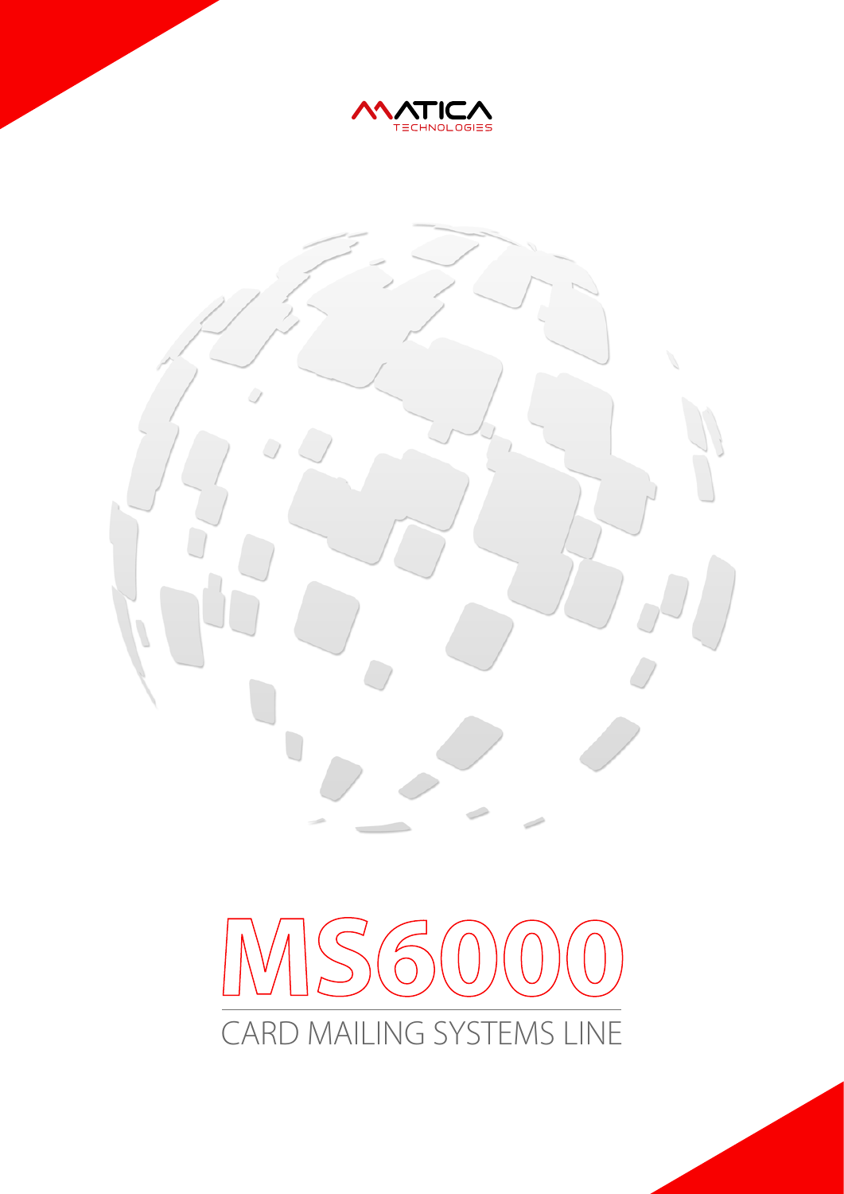MATICA TECHNOLOGIES

# MS6000

## CARD MAILING SYSTEMS LINE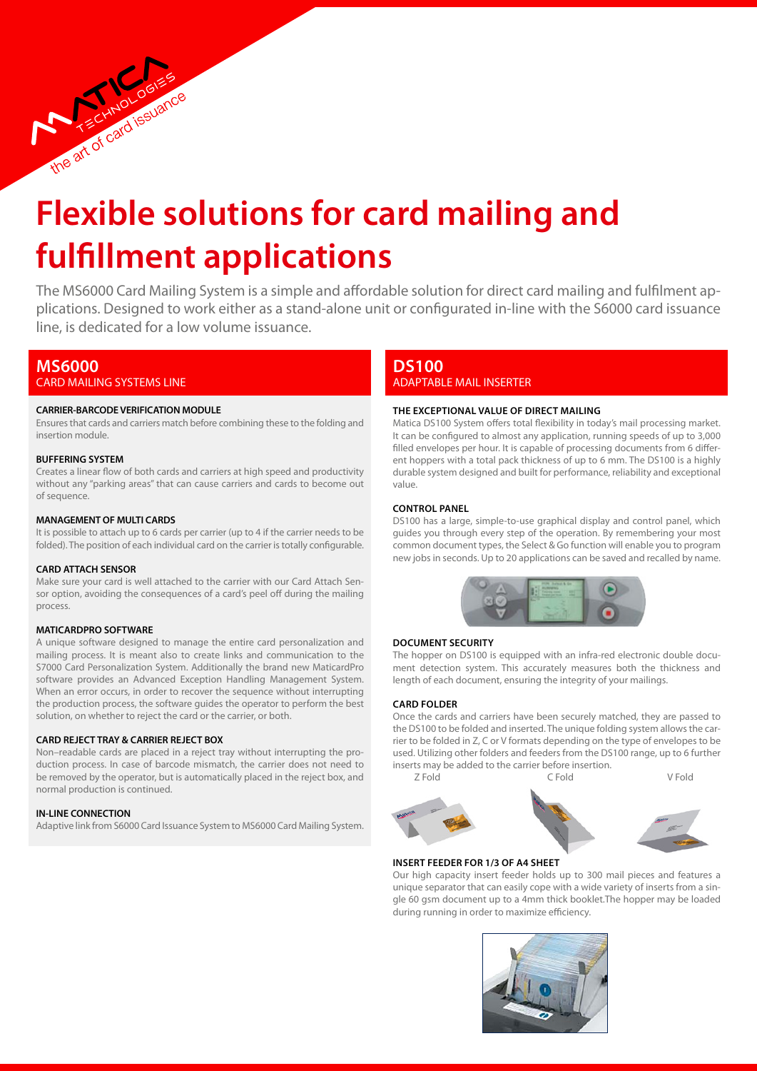# Flexible solutions for card mailing and fulfillment applications

The MS6000 Card Mailing System is a simple and affordable solution for direct card mailing and fulfilment applications. Designed to work either as a stand-alone unit or configurated in-line with the S6000 card issuance line, is dedicated for a low volume issuance.

## MS6000
CARD MAILING SYSTEMS LINE

### CARRIER-BARCODE VERIFICATION MODULE
Ensures that cards and carriers match before combining these to the folding and insertion module.

### BUFFERING SYSTEM
Creates a linear flow of both cards and carriers at high speed and productivity without any "parking areas" that can cause carriers and cards to become out of sequence.

### MANAGEMENT OF MULTI CARDS
It is possible to attach up to 6 cards per carrier (up to 4 if the carrier needs to be folded). The position of each individual card on the carrier is totally configurable.

### CARD ATTACH SENSOR
Make sure your card is well attached to the carrier with our Card Attach Sensor option, avoiding the consequences of a card's peel off during the mailing process.

### MATICARDPRO SOFTWARE
A unique software designed to manage the entire card personalization and mailing process. It is meant also to create links and communication to the S7000 Card Personalization System. Additionally the brand new MaticardPro software provides an Advanced Exception Handling Management System. When an error occurs, in order to recover the sequence without interrupting the production process, the software guides the operator to perform the best solution, on whether to reject the card or the carrier, or both.

### CARD REJECT TRAY & CARRIER REJECT BOX
Non–readable cards are placed in a reject tray without interrupting the production process. In case of barcode mismatch, the carrier does not need to be removed by the operator, but is automatically placed in the reject box, and normal production is continued.

### IN-LINE CONNECTION
Adaptive link from S6000 Card Issuance System to MS6000 Card Mailing System.

## DS100
ADAPTABLE MAIL INSERTER

### THE EXCEPTIONAL VALUE OF DIRECT MAILING
Matica DS100 System offers total flexibility in today's mail processing market. It can be configured to almost any application, running speeds of up to 3,000 filled envelopes per hour. It is capable of processing documents from 6 different hoppers with a total pack thickness of up to 6 mm. The DS100 is a highly durable system designed and built for performance, reliability and exceptional value.

### CONTROL PANEL
DS100 has a large, simple-to-use graphical display and control panel, which guides you through every step of the operation. By remembering your most common document types, the Select & Go function will enable you to program new jobs in seconds. Up to 20 applications can be saved and recalled by name.

### DOCUMENT SECURITY
The hopper on DS100 is equipped with an infra-red electronic double document detection system. This accurately measures both the thickness and length of each document, ensuring the integrity of your mailings.

### CARD FOLDER
Once the cards and carriers have been securely matched, they are passed to the DS100 to be folded and inserted. The unique folding system allows the carrier to be folded in Z, C or V formats depending on the type of envelopes to be used. Utilizing other folders and feeders from the DS100 range, up to 6 further inserts may be added to the carrier before insertion.

Z Fold C Fold V Fold

### INSERT FEEDER FOR 1/3 OF A4 SHEET
Our high capacity insert feeder holds up to 300 mail pieces and features a unique separator that can easily cope with a wide variety of inserts from a single 60 gsm document up to a 4mm thick booklet.The hopper may be loaded during running in order to maximize efficiency.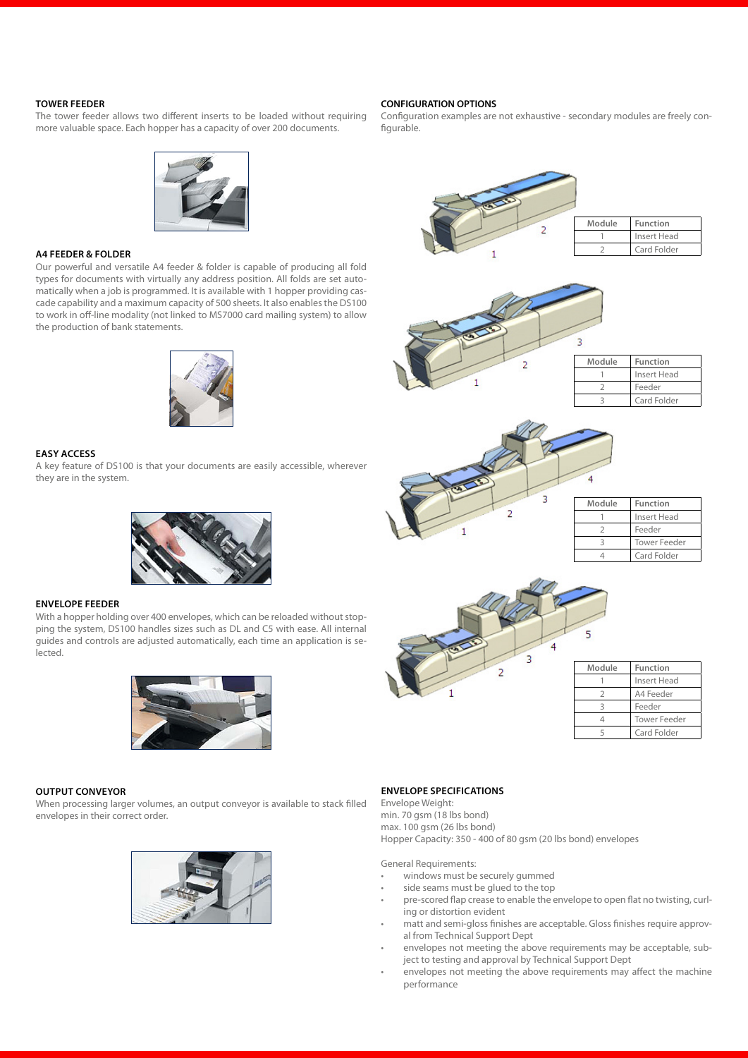### TOWER FEEDER

The tower feeder allows two different inserts to be loaded without requiring more valuable space. Each hopper has a capacity of over 200 documents.

### A4 FEEDER & FOLDER

Our powerful and versatile A4 feeder & folder is capable of producing all fold types for documents with virtually any address position. All folds are set automatically when a job is programmed. It is available with 1 hopper providing cascade capability and a maximum capacity of 500 sheets. It also enables the DS100 to work in off-line modality (not linked to MS7000 card mailing system) to allow the production of bank statements.

### EASY ACCESS

A key feature of DS100 is that your documents are easily accessible, wherever they are in the system.

### ENVELOPE FEEDER

With a hopper holding over 400 envelopes, which can be reloaded without stopping the system, DS100 handles sizes such as DL and C5 with ease. All internal guides and controls are adjusted automatically, each time an application is selected.

### OUTPUT CONVEYOR

When processing larger volumes, an output conveyor is available to stack filled envelopes in their correct order.

### CONFIGURATION OPTIONS

Configuration examples are not exhaustive - secondary modules are freely configurable.

| Module | Function |
|---|---|
| 1 | Insert Head |
| 2 | Card Folder |

| Module | Function |
|---|---|
| 1 | Insert Head |
| 2 | Feeder |
| 3 | Card Folder |

| Module | Function |
|---|---|
| 1 | Insert Head |
| 2 | Feeder |
| 3 | Tower Feeder |
| 4 | Card Folder |

| Module | Function |
|---|---|
| 1 | Insert Head |
| 2 | A4 Feeder |
| 3 | Feeder |
| 4 | Tower Feeder |
| 5 | Card Folder |

### ENVELOPE SPECIFICATIONS

Envelope Weight:
min. 70 gsm (18 lbs bond)
max. 100 gsm (26 lbs bond)
Hopper Capacity: 350 - 400 of 80 gsm (20 lbs bond) envelopes

General Requirements:

- windows must be securely gummed
- side seams must be glued to the top
- pre-scored flap crease to enable the envelope to open flat no twisting, curling or distortion evident
- matt and semi-gloss finishes are acceptable. Gloss finishes require approval from Technical Support Dept
- envelopes not meeting the above requirements may be acceptable, subject to testing and approval by Technical Support Dept
- envelopes not meeting the above requirements may affect the machine performance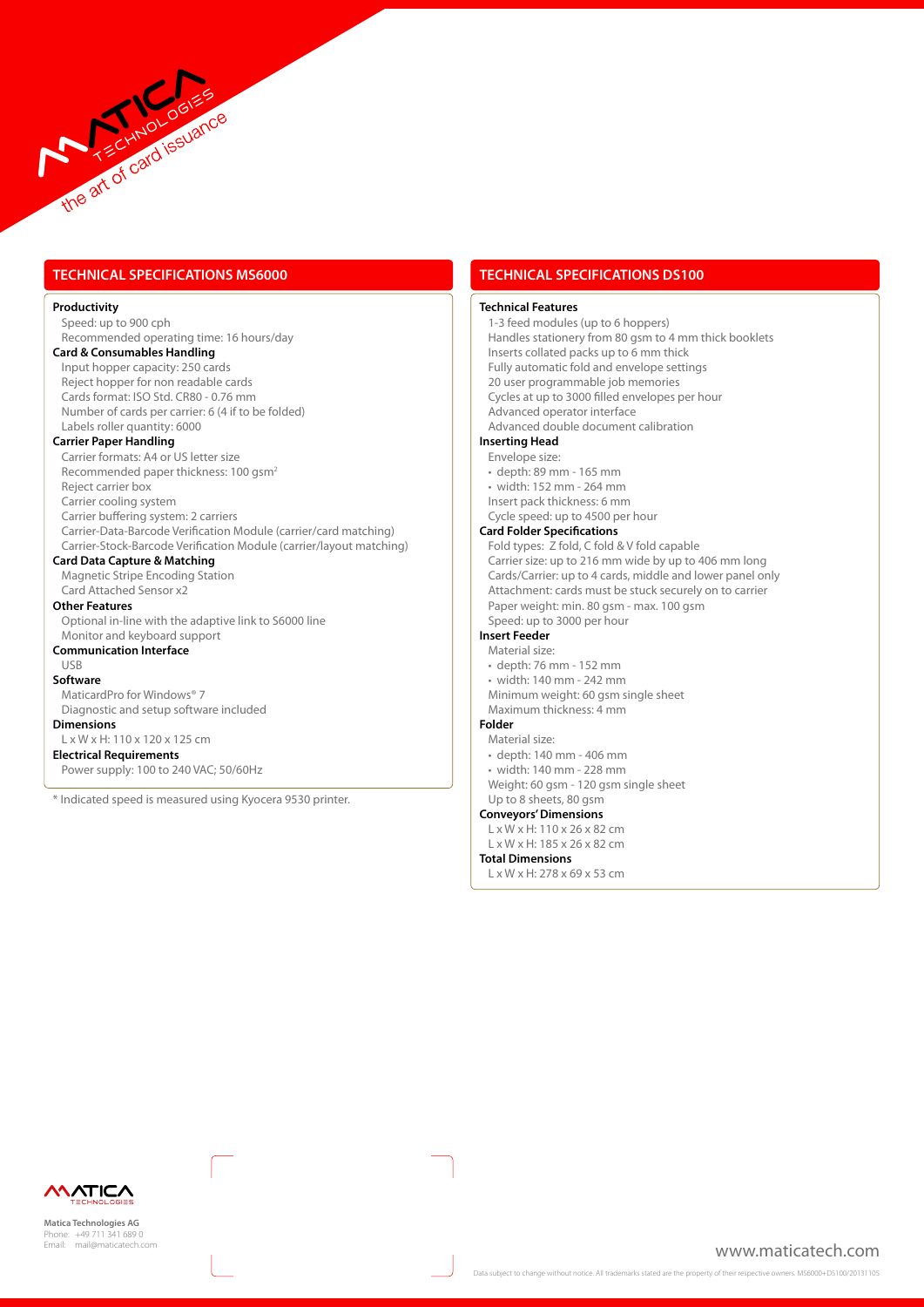MATICA TECHNOLOGIES
the art of card issuance

## TECHNICAL SPECIFICATIONS MS6000

**Productivity**
Speed: up to 900 cph
Recommended operating time: 16 hours/day

**Card & Consumables Handling**
Input hopper capacity: 250 cards
Reject hopper for non readable cards
Cards format: ISO Std. CR80 - 0.76 mm
Number of cards per carrier: 6 (4 if to be folded)
Labels roller quantity: 6000

**Carrier Paper Handling**
Carrier formats: A4 or US letter size
Recommended paper thickness: 100 gsm²
Reject carrier box
Carrier cooling system
Carrier buffering system: 2 carriers
Carrier-Data-Barcode Verification Module (carrier/card matching)
Carrier-Stock-Barcode Verification Module (carrier/layout matching)

**Card Data Capture & Matching**
Magnetic Stripe Encoding Station
Card Attached Sensor x2

**Other Features**
Optional in-line with the adaptive link to S6000 line
Monitor and keyboard support

**Communication Interface**
USB

**Software**
MaticardPro for Windows® 7
Diagnostic and setup software included

**Dimensions**
L x W x H: 110 x 120 x 125 cm

**Electrical Requirements**
Power supply: 100 to 240 VAC; 50/60Hz

\* Indicated speed is measured using Kyocera 9530 printer.

## TECHNICAL SPECIFICATIONS DS100

**Technical Features**
1-3 feed modules (up to 6 hoppers)
Handles stationery from 80 gsm to 4 mm thick booklets
Inserts collated packs up to 6 mm thick
Fully automatic fold and envelope settings
20 user programmable job memories
Cycles at up to 3000 filled envelopes per hour
Advanced operator interface
Advanced double document calibration

**Inserting Head**
Envelope size:
- depth: 89 mm - 165 mm
- width: 152 mm - 264 mm

Insert pack thickness: 6 mm
Cycle speed: up to 4500 per hour

**Card Folder Specifications**
Fold types: Z fold, C fold & V fold capable
Carrier size: up to 216 mm wide by up to 406 mm long
Cards/Carrier: up to 4 cards, middle and lower panel only
Attachment: cards must be stuck securely on to carrier
Paper weight: min. 80 gsm - max. 100 gsm
Speed: up to 3000 per hour

**Insert Feeder**
Material size:
- depth: 76 mm - 152 mm
- width: 140 mm - 242 mm

Minimum weight: 60 gsm single sheet
Maximum thickness: 4 mm

**Folder**
Material size:
- depth: 140 mm - 406 mm
- width: 140 mm - 228 mm

Weight: 60 gsm - 120 gsm single sheet
Up to 8 sheets, 80 gsm

**Conveyors' Dimensions**
L x W x H: 110 x 26 x 82 cm
L x W x H: 185 x 26 x 82 cm

**Total Dimensions**
L x W x H: 278 x 69 x 53 cm

MATICA TECHNOLOGIES

**Matica Technologies AG**
Phone: +49 711 341 689 0
Email: mail@maticatech.com

www.maticatech.com

Data subject to change without notice. All trademarks stated are the property of their respective owners. MS6000+DS100/20131105